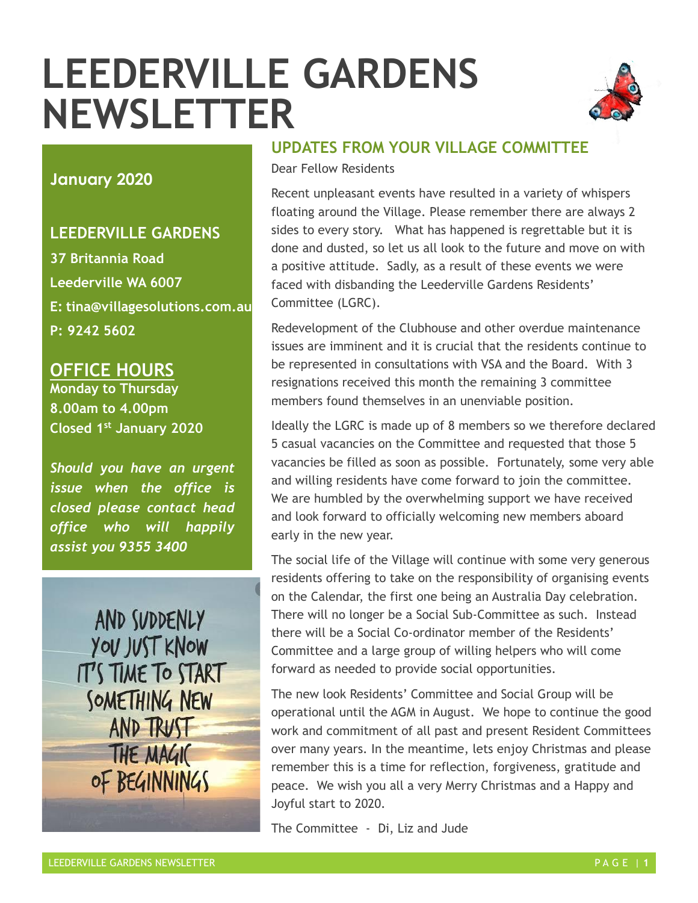# LEEDERVILLE GARDENS NEWSLETTER

**January 2020**

## LEEDERVILLE GARDENS

**37 Britannia Road**

**Leederville WA 6007**

**E: tina@villagesolutions.com.au**

**P: 9242 5602**

## OFFICE HOURS

**Monday to Thursday**

**8.00am to 4.00pm**

**Closed 1st January 2020**

***Should you have an urgent issue when the office is closed please contact head office who will happily assist you 9355 3400***

AND SUDDENLY YOU JUST KNOW IT'S TIME TO START SOMETHING NEW AND TRUST THE MAGIC OF BEGINNINGS

## UPDATES FROM YOUR VILLAGE COMMITTEE

Dear Fellow Residents

Recent unpleasant events have resulted in a variety of whispers floating around the Village. Please remember there are always 2 sides to every story. What has happened is regrettable but it is done and dusted, so let us all look to the future and move on with a positive attitude. Sadly, as a result of these events we were faced with disbanding the Leederville Gardens Residents' Committee (LGRC).

Redevelopment of the Clubhouse and other overdue maintenance issues are imminent and it is crucial that the residents continue to be represented in consultations with VSA and the Board. With 3 resignations received this month the remaining 3 committee members found themselves in an unenviable position.

Ideally the LGRC is made up of 8 members so we therefore declared 5 casual vacancies on the Committee and requested that those 5 vacancies be filled as soon as possible. Fortunately, some very able and willing residents have come forward to join the committee. We are humbled by the overwhelming support we have received and look forward to officially welcoming new members aboard early in the new year.

The social life of the Village will continue with some very generous residents offering to take on the responsibility of organising events on the Calendar, the first one being an Australia Day celebration. There will no longer be a Social Sub-Committee as such. Instead there will be a Social Co-ordinator member of the Residents' Committee and a large group of willing helpers who will come forward as needed to provide social opportunities.

The new look Residents' Committee and Social Group will be operational until the AGM in August. We hope to continue the good work and commitment of all past and present Resident Committees over many years. In the meantime, lets enjoy Christmas and please remember this is a time for reflection, forgiveness, gratitude and peace. We wish you all a very Merry Christmas and a Happy and Joyful start to 2020.

The Committee - Di, Liz and Jude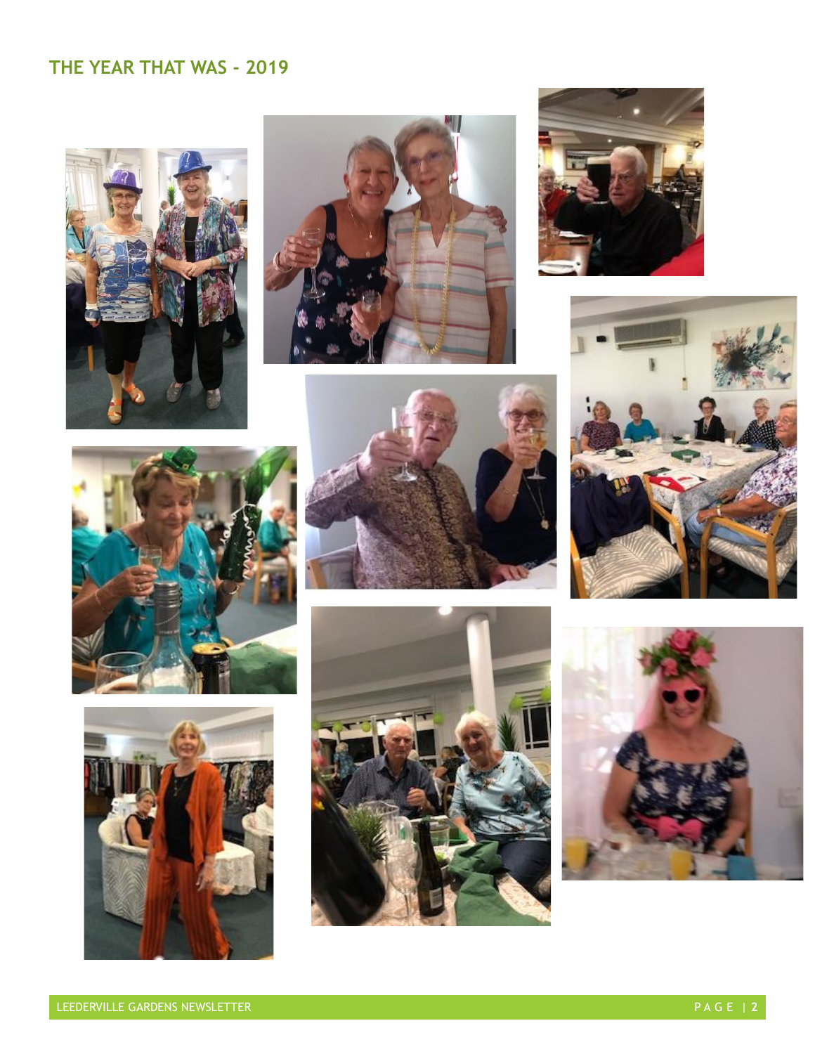## THE YEAR THAT WAS - 2019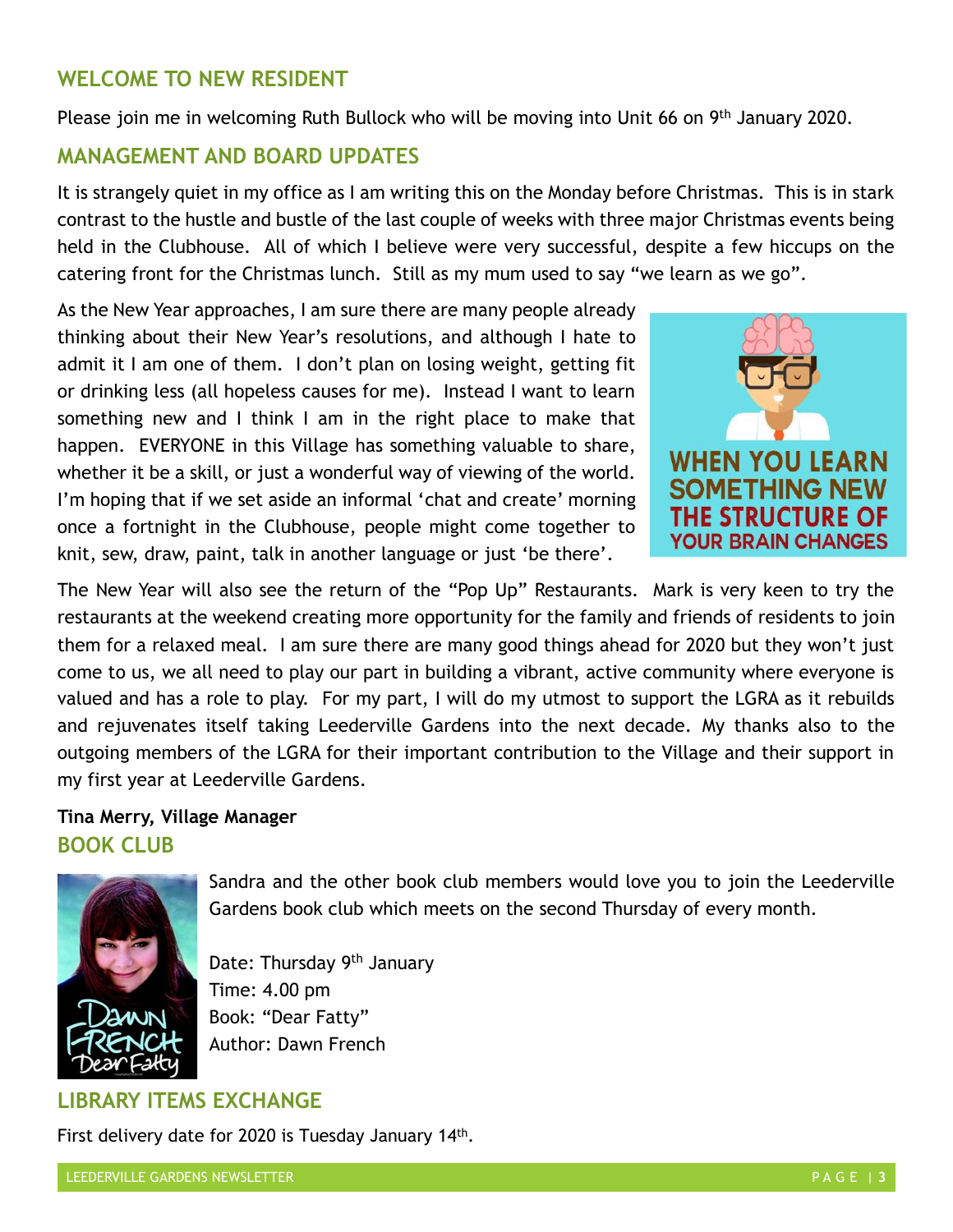## WELCOME TO NEW RESIDENT

Please join me in welcoming Ruth Bullock who will be moving into Unit 66 on 9th January 2020.

## MANAGEMENT AND BOARD UPDATES

It is strangely quiet in my office as I am writing this on the Monday before Christmas. This is in stark contrast to the hustle and bustle of the last couple of weeks with three major Christmas events being held in the Clubhouse. All of which I believe were very successful, despite a few hiccups on the catering front for the Christmas lunch. Still as my mum used to say "we learn as we go".

As the New Year approaches, I am sure there are many people already thinking about their New Year's resolutions, and although I hate to admit it I am one of them. I don't plan on losing weight, getting fit or drinking less (all hopeless causes for me). Instead I want to learn something new and I think I am in the right place to make that happen. EVERYONE in this Village has something valuable to share, whether it be a skill, or just a wonderful way of viewing of the world. I'm hoping that if we set aside an informal 'chat and create' morning once a fortnight in the Clubhouse, people might come together to knit, sew, draw, paint, talk in another language or just 'be there'.

WHEN YOU LEARN SOMETHING NEW THE STRUCTURE OF YOUR BRAIN CHANGES

The New Year will also see the return of the "Pop Up" Restaurants. Mark is very keen to try the restaurants at the weekend creating more opportunity for the family and friends of residents to join them for a relaxed meal. I am sure there are many good things ahead for 2020 but they won't just come to us, we all need to play our part in building a vibrant, active community where everyone is valued and has a role to play. For my part, I will do my utmost to support the LGRA as it rebuilds and rejuvenates itself taking Leederville Gardens into the next decade. My thanks also to the outgoing members of the LGRA for their important contribution to the Village and their support in my first year at Leederville Gardens.

**Tina Merry, Village Manager**

## BOOK CLUB

Sandra and the other book club members would love you to join the Leederville Gardens book club which meets on the second Thursday of every month.

Date: Thursday 9th January
Time: 4.00 pm
Book: "Dear Fatty"
Author: Dawn French

## LIBRARY ITEMS EXCHANGE

First delivery date for 2020 is Tuesday January 14th.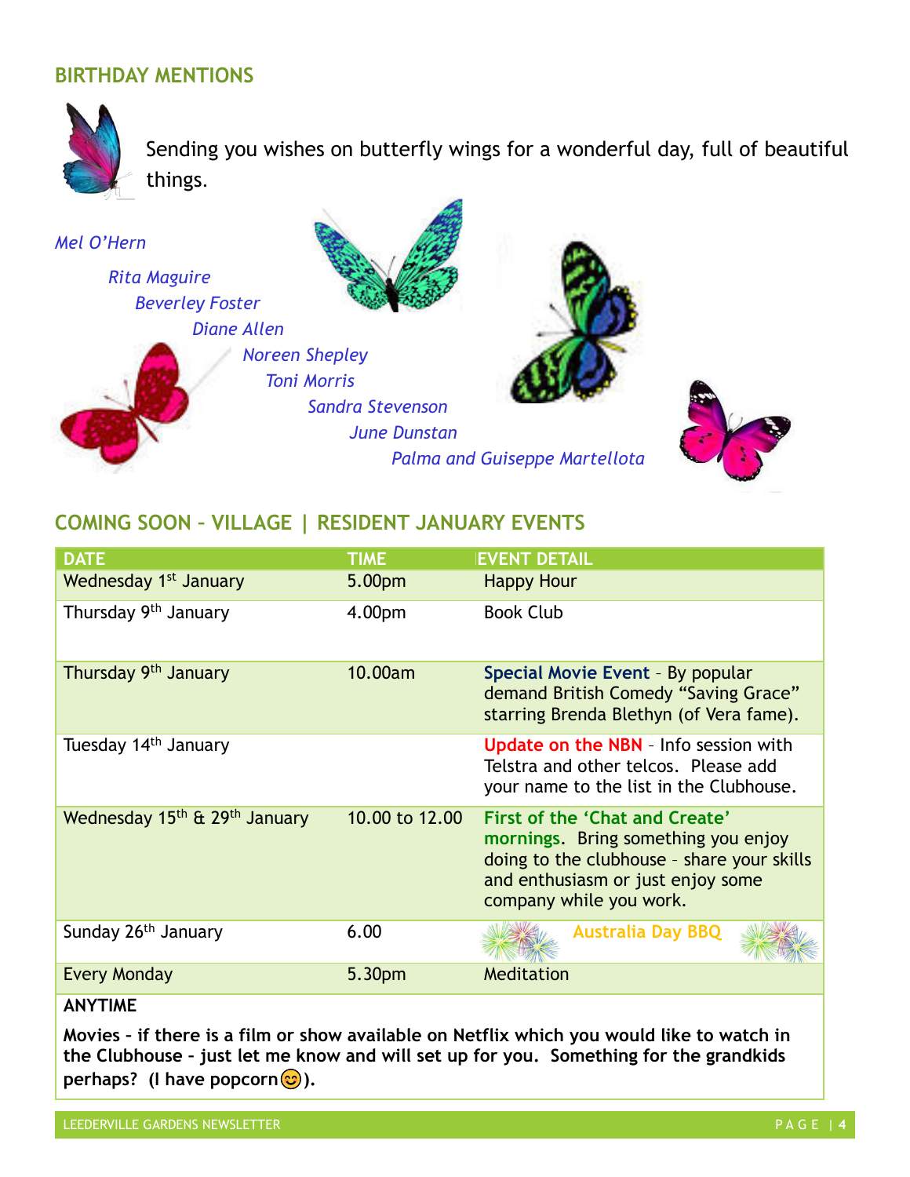## BIRTHDAY MENTIONS

Sending you wishes on butterfly wings for a wonderful day, full of beautiful things.

*Mel O'Hern*

*Rita Maguire*

*Beverley Foster*

*Diane Allen*

*Noreen Shepley*

*Toni Morris*

*Sandra Stevenson*

*June Dunstan*

*Palma and Guiseppe Martellota*

## COMING SOON – VILLAGE | RESIDENT JANUARY EVENTS

| DATE | TIME | EVENT DETAIL |
|---|---|---|
| Wednesday 1st January | 5.00pm | Happy Hour |
| Thursday 9th January | 4.00pm | Book Club |
| Thursday 9th January | 10.00am | **Special Movie Event** – By popular demand British Comedy "Saving Grace" starring Brenda Blethyn (of Vera fame). |
| Tuesday 14th January | | **Update on the NBN** – Info session with Telstra and other telcos. Please add your name to the list in the Clubhouse. |
| Wednesday 15th & 29th January | 10.00 to 12.00 | **First of the 'Chat and Create' mornings**. Bring something you enjoy doing to the clubhouse – share your skills and enthusiasm or just enjoy some company while you work. |
| Sunday 26th January | 6.00 | **Australia Day BBQ** |
| Every Monday | 5.30pm | Meditation |

**ANYTIME**

**Movies – if there is a film or show available on Netflix which you would like to watch in the Clubhouse – just let me know and will set up for you. Something for the grandkids perhaps? (I have popcorn😊).**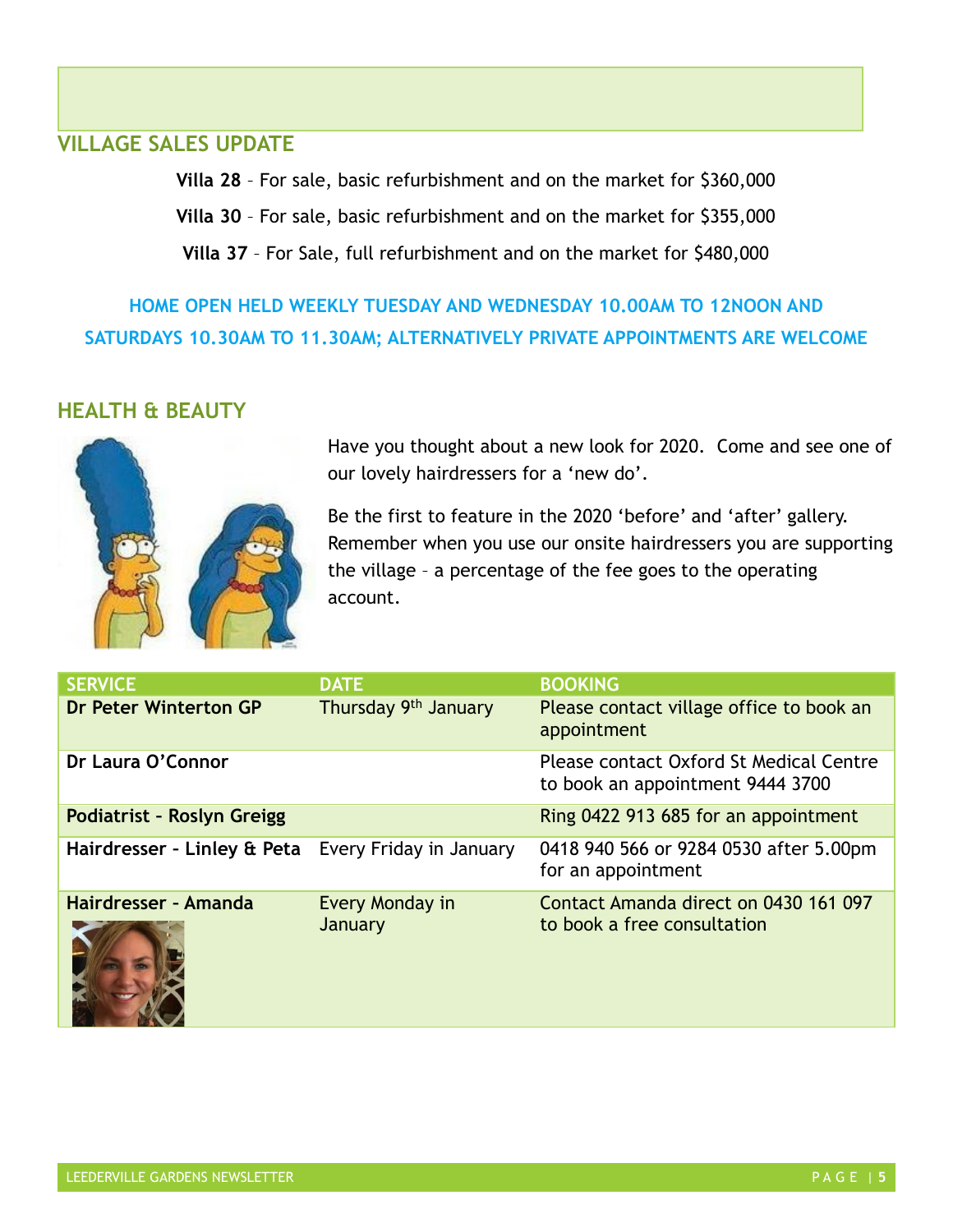## VILLAGE SALES UPDATE

**Villa 28** – For sale, basic refurbishment and on the market for $360,000

**Villa 30** – For sale, basic refurbishment and on the market for $355,000

**Villa 37** – For Sale, full refurbishment and on the market for $480,000

**HOME OPEN HELD WEEKLY TUESDAY AND WEDNESDAY 10.00AM TO 12NOON AND SATURDAYS 10.30AM TO 11.30AM; ALTERNATIVELY PRIVATE APPOINTMENTS ARE WELCOME**

## HEALTH & BEAUTY

Have you thought about a new look for 2020. Come and see one of our lovely hairdressers for a 'new do'.

Be the first to feature in the 2020 'before' and 'after' gallery. Remember when you use our onsite hairdressers you are supporting the village – a percentage of the fee goes to the operating account.

| SERVICE | DATE | BOOKING |
|---|---|---|
| **Dr Peter Winterton GP** | Thursday 9th January | Please contact village office to book an appointment |
| **Dr Laura O'Connor** | | Please contact Oxford St Medical Centre to book an appointment 9444 3700 |
| **Podiatrist - Roslyn Greigg** | | Ring 0422 913 685 for an appointment |
| **Hairdresser - Linley & Peta** | Every Friday in January | 0418 940 566 or 9284 0530 after 5.00pm for an appointment |
| **Hairdresser - Amanda** | Every Monday in January | Contact Amanda direct on 0430 161 097 to book a free consultation |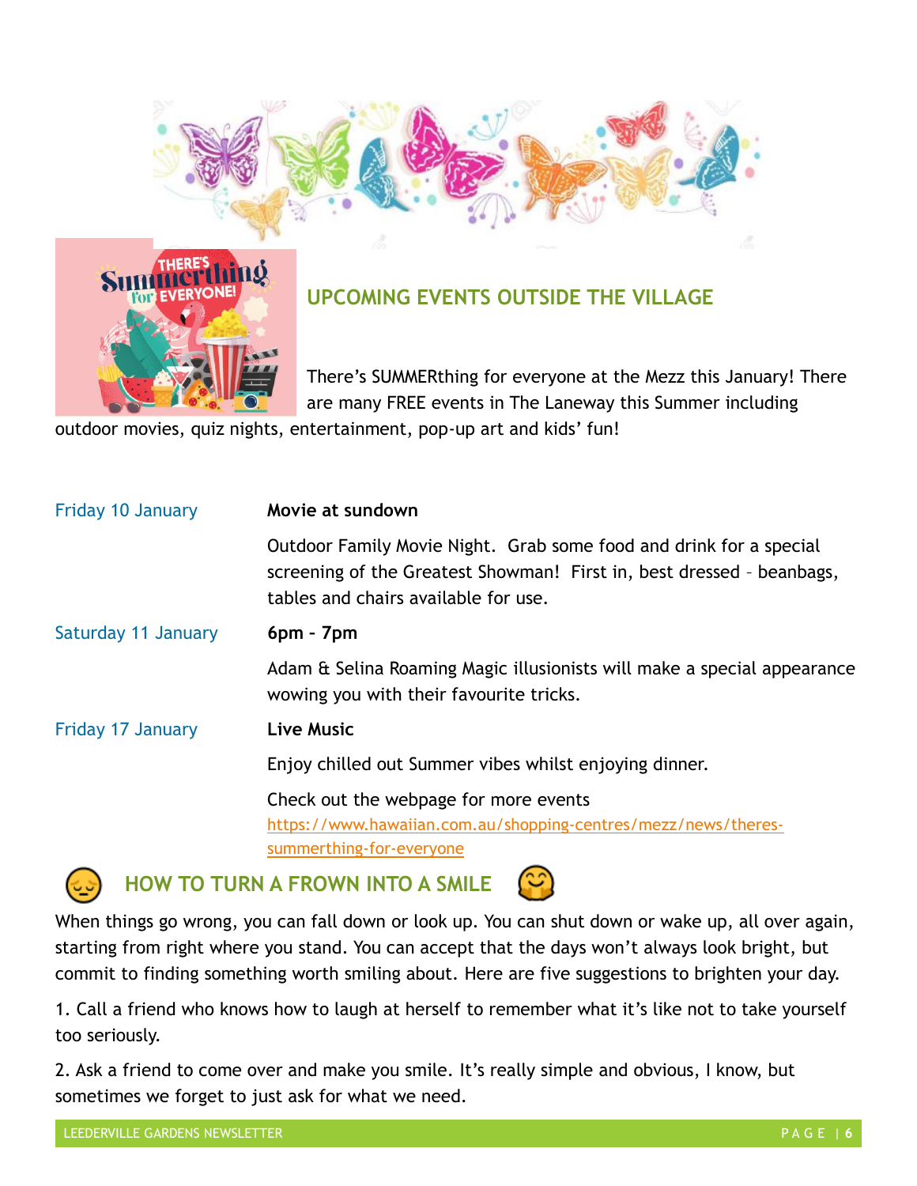## UPCOMING EVENTS OUTSIDE THE VILLAGE

There's SUMMERthing for everyone at the Mezz this January! There are many FREE events in The Laneway this Summer including outdoor movies, quiz nights, entertainment, pop-up art and kids' fun!

| | |
|---|---|
| Friday 10 January | **Movie at sundown**<br>Outdoor Family Movie Night. Grab some food and drink for a special screening of the Greatest Showman! First in, best dressed – beanbags, tables and chairs available for use. |
| Saturday 11 January | **6pm – 7pm**<br>Adam & Selina Roaming Magic illusionists will make a special appearance wowing you with their favourite tricks. |
| Friday 17 January | **Live Music**<br>Enjoy chilled out Summer vibes whilst enjoying dinner.<br>Check out the webpage for more events [https://www.hawaiian.com.au/shopping-centres/mezz/news/theres-summerthing-for-everyone](https://www.hawaiian.com.au/shopping-centres/mezz/news/theres-summerthing-for-everyone) |

## HOW TO TURN A FROWN INTO A SMILE

When things go wrong, you can fall down or look up. You can shut down or wake up, all over again, starting from right where you stand. You can accept that the days won't always look bright, but commit to finding something worth smiling about. Here are five suggestions to brighten your day.

1. Call a friend who knows how to laugh at herself to remember what it's like not to take yourself too seriously.

2. Ask a friend to come over and make you smile. It's really simple and obvious, I know, but sometimes we forget to just ask for what we need.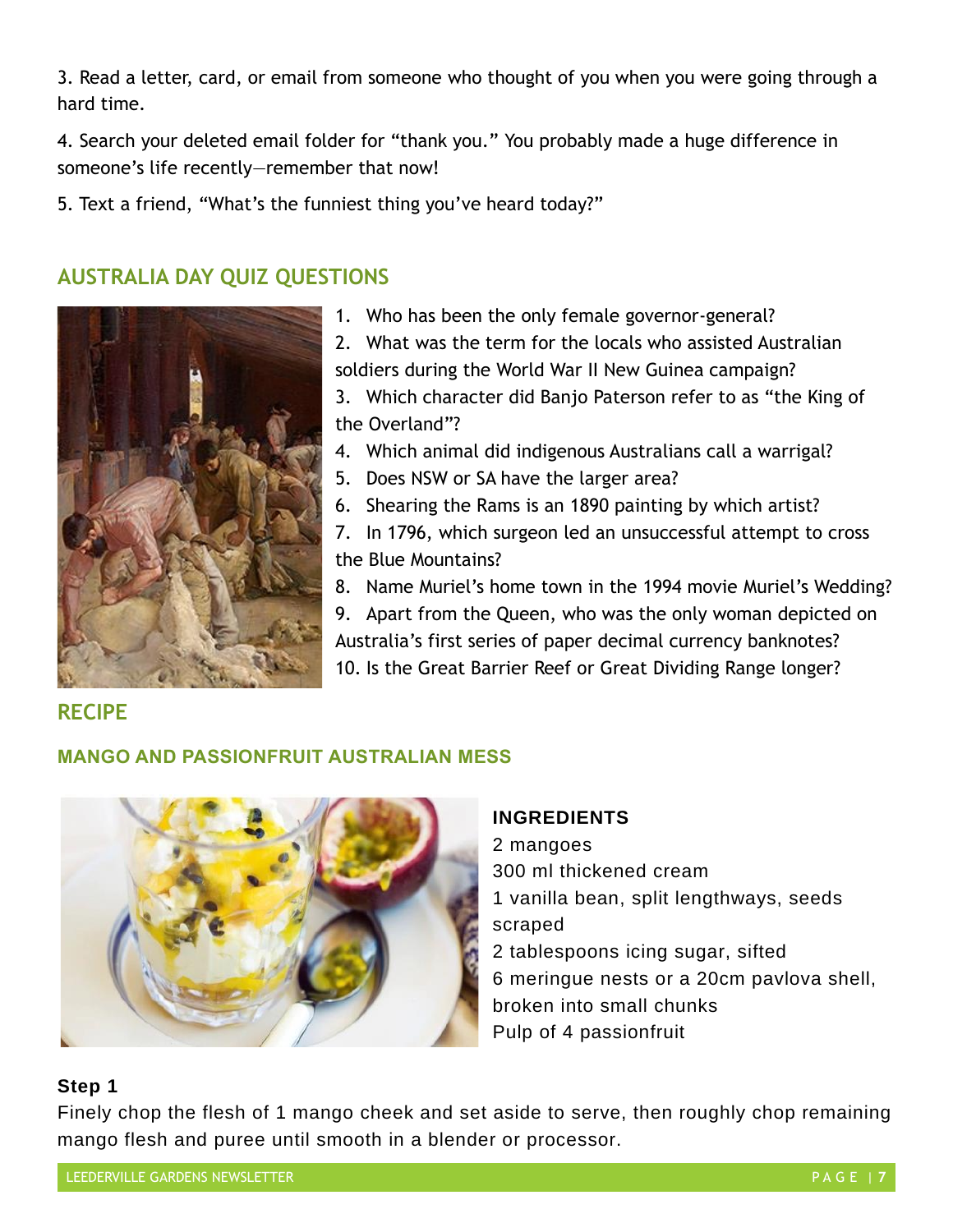3. Read a letter, card, or email from someone who thought of you when you were going through a hard time.

4. Search your deleted email folder for "thank you." You probably made a huge difference in someone's life recently—remember that now!

5. Text a friend, "What's the funniest thing you've heard today?"

## AUSTRALIA DAY QUIZ QUESTIONS

1. Who has been the only female governor-general?
2. What was the term for the locals who assisted Australian soldiers during the World War II New Guinea campaign?
3. Which character did Banjo Paterson refer to as "the King of the Overland"?
4. Which animal did indigenous Australians call a warrigal?
5. Does NSW or SA have the larger area?
6. Shearing the Rams is an 1890 painting by which artist?
7. In 1796, which surgeon led an unsuccessful attempt to cross the Blue Mountains?
8. Name Muriel's home town in the 1994 movie Muriel's Wedding?
9. Apart from the Queen, who was the only woman depicted on Australia's first series of paper decimal currency banknotes?
10. Is the Great Barrier Reef or Great Dividing Range longer?

## RECIPE

### MANGO AND PASSIONFRUIT AUSTRALIAN MESS

**INGREDIENTS**

2 mangoes
300 ml thickened cream
1 vanilla bean, split lengthways, seeds scraped
2 tablespoons icing sugar, sifted
6 meringue nests or a 20cm pavlova shell, broken into small chunks
Pulp of 4 passionfruit

**Step 1**

Finely chop the flesh of 1 mango cheek and set aside to serve, then roughly chop remaining mango flesh and puree until smooth in a blender or processor.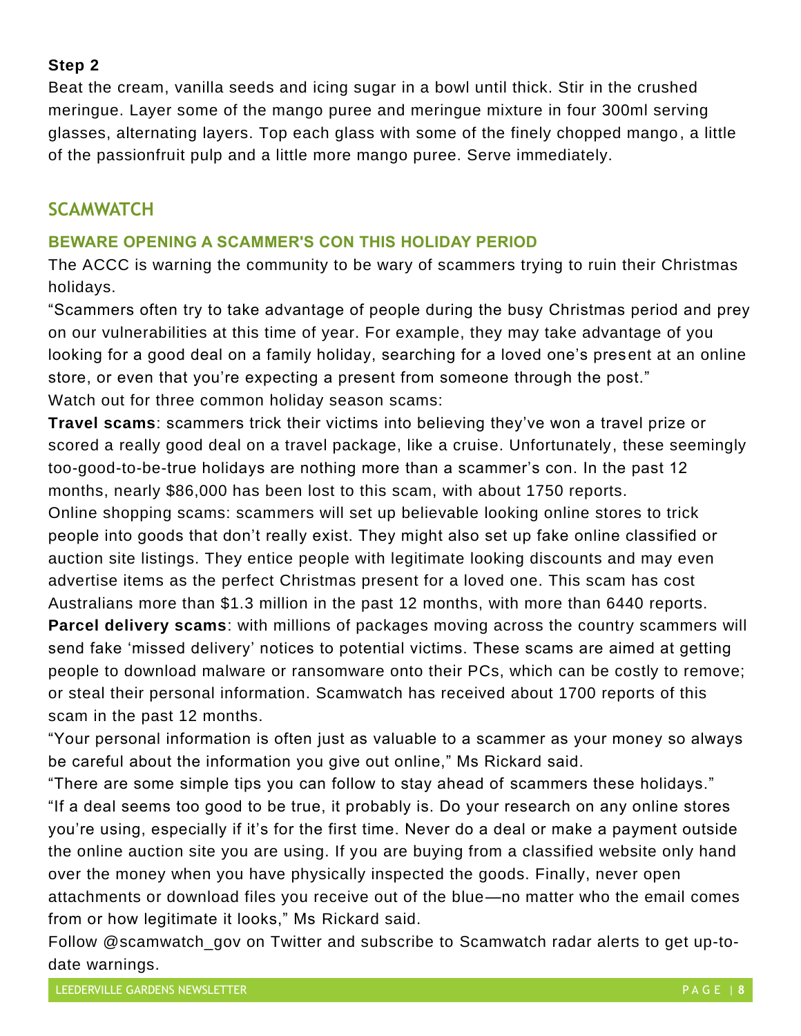**Step 2**

Beat the cream, vanilla seeds and icing sugar in a bowl until thick. Stir in the crushed meringue. Layer some of the mango puree and meringue mixture in four 300ml serving glasses, alternating layers. Top each glass with some of the finely chopped mango, a little of the passionfruit pulp and a little more mango puree. Serve immediately.

## SCAMWATCH

### BEWARE OPENING A SCAMMER'S CON THIS HOLIDAY PERIOD

The ACCC is warning the community to be wary of scammers trying to ruin their Christmas holidays.

"Scammers often try to take advantage of people during the busy Christmas period and prey on our vulnerabilities at this time of year. For example, they may take advantage of you looking for a good deal on a family holiday, searching for a loved one's present at an online store, or even that you're expecting a present from someone through the post."

Watch out for three common holiday season scams:

**Travel scams**: scammers trick their victims into believing they've won a travel prize or scored a really good deal on a travel package, like a cruise. Unfortunately, these seemingly too-good-to-be-true holidays are nothing more than a scammer's con. In the past 12 months, nearly $86,000 has been lost to this scam, with about 1750 reports.

Online shopping scams: scammers will set up believable looking online stores to trick people into goods that don't really exist. They might also set up fake online classified or auction site listings. They entice people with legitimate looking discounts and may even advertise items as the perfect Christmas present for a loved one. This scam has cost Australians more than $1.3 million in the past 12 months, with more than 6440 reports.

**Parcel delivery scams**: with millions of packages moving across the country scammers will send fake 'missed delivery' notices to potential victims. These scams are aimed at getting people to download malware or ransomware onto their PCs, which can be costly to remove; or steal their personal information. Scamwatch has received about 1700 reports of this scam in the past 12 months.

"Your personal information is often just as valuable to a scammer as your money so always be careful about the information you give out online," Ms Rickard said.

"There are some simple tips you can follow to stay ahead of scammers these holidays."

"If a deal seems too good to be true, it probably is. Do your research on any online stores you're using, especially if it's for the first time. Never do a deal or make a payment outside the online auction site you are using. If you are buying from a classified website only hand over the money when you have physically inspected the goods. Finally, never open attachments or download files you receive out of the blue—no matter who the email comes from or how legitimate it looks," Ms Rickard said.

Follow @scamwatch_gov on Twitter and subscribe to Scamwatch radar alerts to get up-to-date warnings.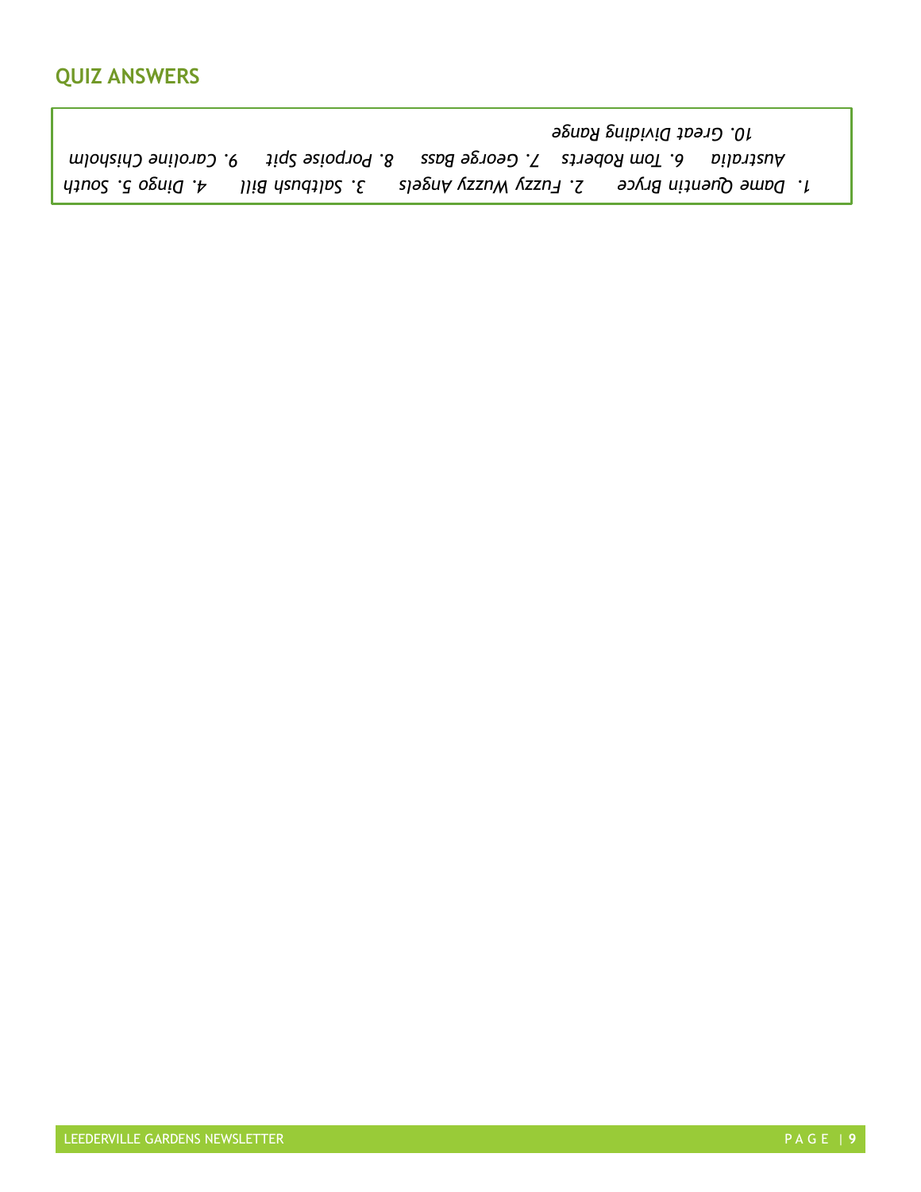## QUIZ ANSWERS

*1. Dame Quentin Bryce 2. Fuzzy Wuzzy Angels 3. Saltbush Bill 4. Dingo 5. South Australia 6. Tom Roberts 7. George Bass 8. Porpoise Spit 9. Caroline Chisholm 10. Great Dividing Range*